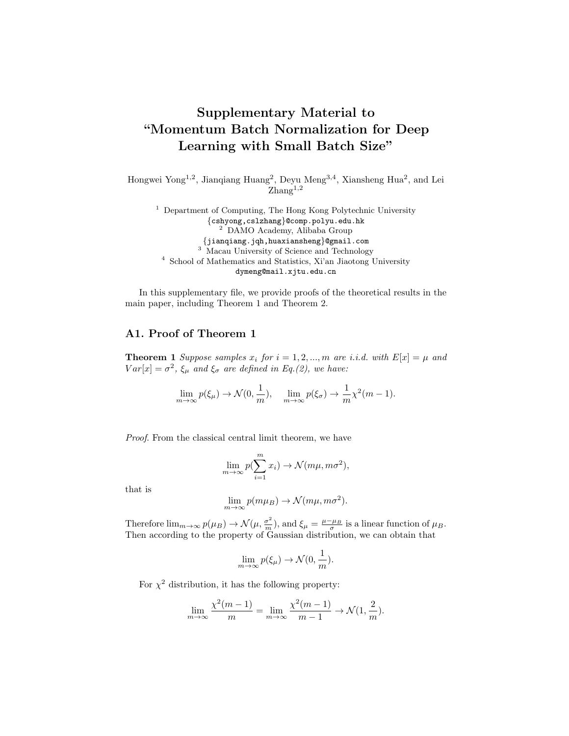# Supplementary Material to "Momentum Batch Normalization for Deep Learning with Small Batch Size"

Hongwei Yong[1,2], Jianqiang Huang[2], Deyu Meng[3,4], Xiansheng Hua[2], and Lei Zhang[1,2]

[1] Department of Computing, The Hong Kong Polytechnic University
{cshyong,cslzhang}@comp.polyu.edu.hk
[2] DAMO Academy, Alibaba Group
{jianqiang.jqh,huaxiansheng}@gmail.com
[3] Macau University of Science and Technology
[4] School of Mathematics and Statistics, Xi'an Jiaotong University
dymeng@mail.xjtu.edu.cn

In this supplementary file, we provide proofs of the theoretical results in the main paper, including Theorem 1 and Theorem 2.

## A1. Proof of Theorem 1

**Theorem 1** *Suppose samples $x_i$ for $i = 1, 2, ..., m$ are i.i.d. with $E[x] = \mu$ and $Var[x] = \sigma^2$, $\xi_\mu$ and $\xi_\sigma$ are defined in Eq.(2), we have:*

$$\lim_{m\to\infty} p(\xi_\mu) \to \mathcal{N}(0, \frac{1}{m}), \quad \lim_{m\to\infty} p(\xi_\sigma) \to \frac{1}{m}\chi^2(m-1).$$

*Proof.* From the classical central limit theorem, we have

$$\lim_{m\to\infty} p(\sum_{i=1}^{m} x_i) \to \mathcal{N}(m\mu, m\sigma^2),$$

that is

$$\lim_{m\to\infty} p(m\mu_B) \to \mathcal{N}(m\mu, m\sigma^2).$$

Therefore $\lim_{m\to\infty} p(\mu_B) \to \mathcal{N}(\mu, \frac{\sigma^2}{m})$, and $\xi_\mu = \frac{\mu - \mu_B}{\sigma}$ is a linear function of $\mu_B$. Then according to the property of Gaussian distribution, we can obtain that

$$\lim_{m\to\infty} p(\xi_\mu) \to \mathcal{N}(0, \frac{1}{m}).$$

For $\chi^2$ distribution, it has the following property:

$$\lim_{m\to\infty} \frac{\chi^2(m-1)}{m} = \lim_{m\to\infty} \frac{\chi^2(m-1)}{m-1} \to \mathcal{N}(1, \frac{2}{m}).$$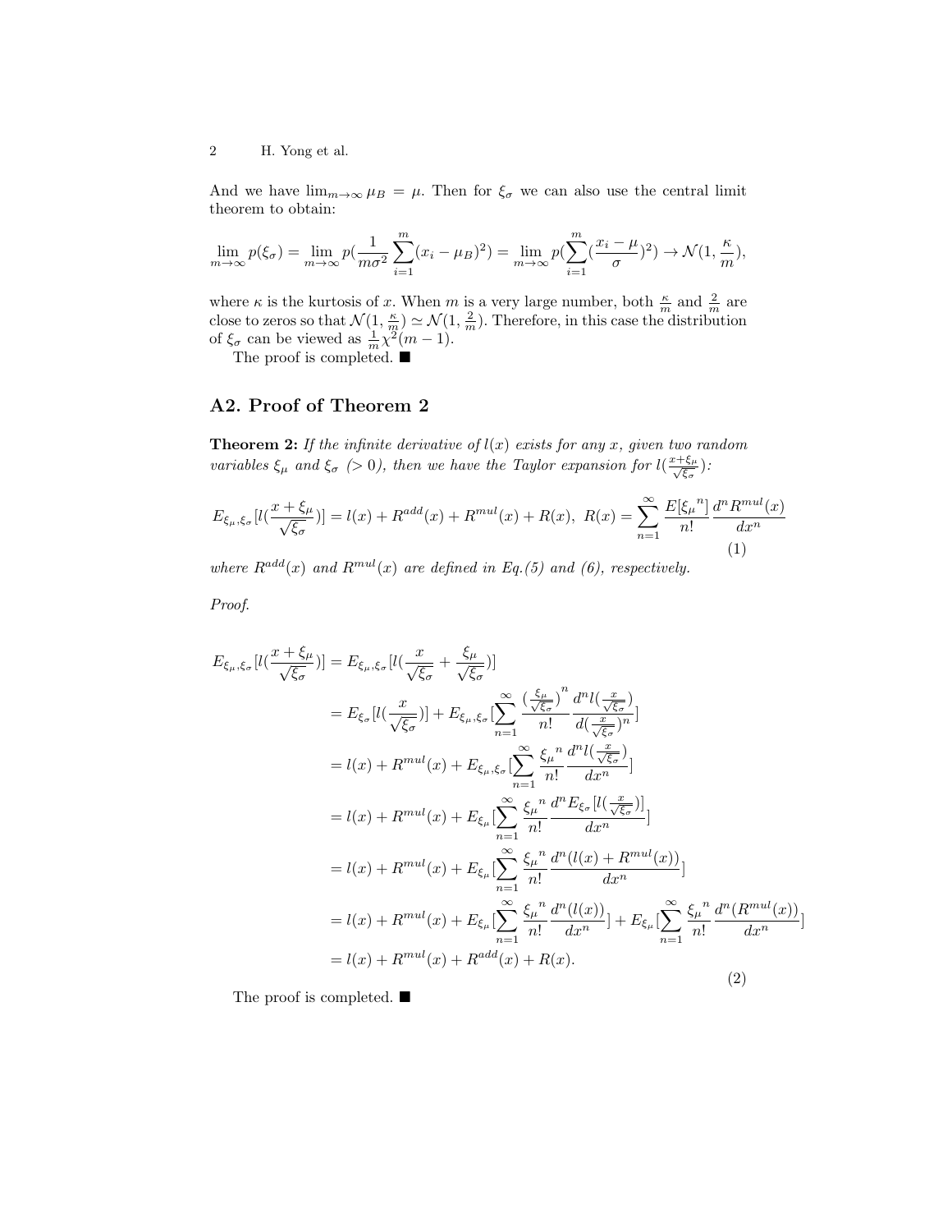And we have $\lim_{m\to\infty} \mu_B = \mu$. Then for $\xi_\sigma$ we can also use the central limit theorem to obtain:

$$\lim_{m\to\infty} p(\xi_\sigma) = \lim_{m\to\infty} p(\frac{1}{m\sigma^2}\sum_{i=1}^{m}(x_i-\mu_B)^2) = \lim_{m\to\infty} p(\sum_{i=1}^{m}(\frac{x_i-\mu}{\sigma})^2) \to \mathcal{N}(1, \frac{\kappa}{m}),$$

where $\kappa$ is the kurtosis of $x$. When $m$ is a very large number, both $\frac{\kappa}{m}$ and $\frac{2}{m}$ are close to zeros so that $\mathcal{N}(1, \frac{\kappa}{m}) \simeq \mathcal{N}(1, \frac{2}{m})$. Therefore, in this case the distribution of $\xi_\sigma$ can be viewed as $\frac{1}{m}\chi^2(m-1)$.

The proof is completed. ■

## A2. Proof of Theorem 2

**Theorem 2:** *If the infinite derivative of $l(x)$ exists for any $x$, given two random variables $\xi_\mu$ and $\xi_\sigma$ ($>0$), then we have the Taylor expansion for $l(\frac{x+\xi_\mu}{\sqrt{\xi_\sigma}})$:*

$$E_{\xi_\mu,\xi_\sigma}[l(\frac{x+\xi_\mu}{\sqrt{\xi_\sigma}})] = l(x) + R^{add}(x) + R^{mul}(x) + R(x),\ R(x) = \sum_{n=1}^{\infty}\frac{E[{\xi_\mu}^n]}{n!}\frac{d^n R^{mul}(x)}{dx^n} \tag{1}$$

*where $R^{add}(x)$ and $R^{mul}(x)$ are defined in Eq.(5) and (6), respectively.*

*Proof.*

$$\begin{aligned}
E_{\xi_\mu,\xi_\sigma}[l(\frac{x+\xi_\mu}{\sqrt{\xi_\sigma}})] &= E_{\xi_\mu,\xi_\sigma}[l(\frac{x}{\sqrt{\xi_\sigma}} + \frac{\xi_\mu}{\sqrt{\xi_\sigma}})] \\
&= E_{\xi_\sigma}[l(\frac{x}{\sqrt{\xi_\sigma}})] + E_{\xi_\mu,\xi_\sigma}[\sum_{n=1}^{\infty}\frac{(\frac{\xi_\mu}{\sqrt{\xi_\sigma}})^n}{n!}\frac{d^n l(\frac{x}{\sqrt{\xi_\sigma}})}{d(\frac{x}{\sqrt{\xi_\sigma}})^n}] \\
&= l(x) + R^{mul}(x) + E_{\xi_\mu,\xi_\sigma}[\sum_{n=1}^{\infty}\frac{{\xi_\mu}^n}{n!}\frac{d^n l(\frac{x}{\sqrt{\xi_\sigma}})}{dx^n}] \\
&= l(x) + R^{mul}(x) + E_{\xi_\mu}[\sum_{n=1}^{\infty}\frac{{\xi_\mu}^n}{n!}\frac{d^n E_{\xi_\sigma}[l(\frac{x}{\sqrt{\xi_\sigma}})]}{dx^n}] \\
&= l(x) + R^{mul}(x) + E_{\xi_\mu}[\sum_{n=1}^{\infty}\frac{{\xi_\mu}^n}{n!}\frac{d^n(l(x) + R^{mul}(x))}{dx^n}] \\
&= l(x) + R^{mul}(x) + E_{\xi_\mu}[\sum_{n=1}^{\infty}\frac{{\xi_\mu}^n}{n!}\frac{d^n(l(x))}{dx^n}] + E_{\xi_\mu}[\sum_{n=1}^{\infty}\frac{{\xi_\mu}^n}{n!}\frac{d^n(R^{mul}(x))}{dx^n}] \\
&= l(x) + R^{mul}(x) + R^{add}(x) + R(x).
\end{aligned} \tag{2}$$

The proof is completed. ■